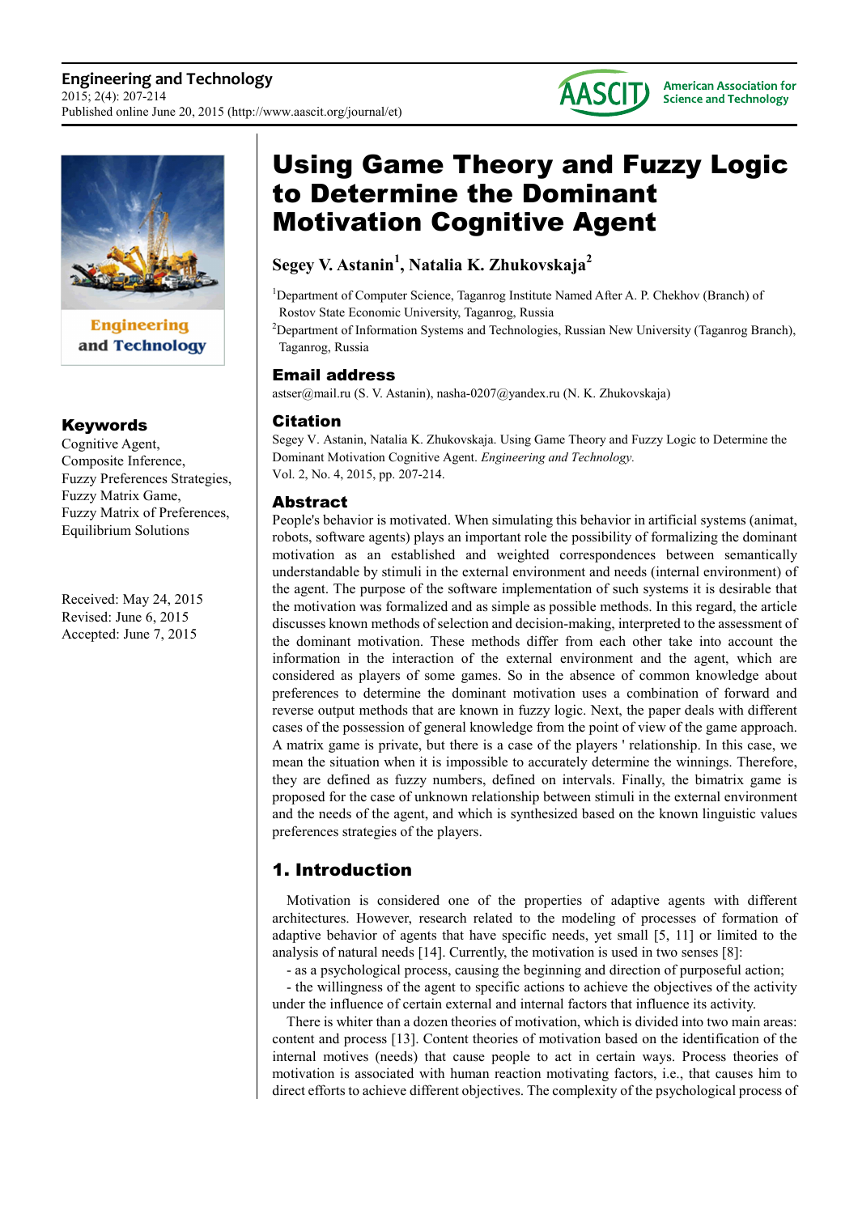# Using Game Theory and Fuzzy Logic to Determine the Dominant Motivation Cognitive Agent

**Segey V. Astanin[1], Natalia K. Zhukovskaja[2]**

[1]Department of Computer Science, Taganrog Institute Named After A. P. Chekhov (Branch) of Rostov State Economic University, Taganrog, Russia

[2]Department of Information Systems and Technologies, Russian New University (Taganrog Branch), Taganrog, Russia

## Email address

astser@mail.ru (S. V. Astanin), nasha-0207@yandex.ru (N. K. Zhukovskaja)

## Citation

Segey V. Astanin, Natalia K. Zhukovskaja. Using Game Theory and Fuzzy Logic to Determine the Dominant Motivation Cognitive Agent. *Engineering and Technology.* Vol. 2, No. 4, 2015, pp. 207-214.

## Keywords

Cognitive Agent, Composite Inference, Fuzzy Preferences Strategies, Fuzzy Matrix Game, Fuzzy Matrix of Preferences, Equilibrium Solutions

Received: May 24, 2015
Revised: June 6, 2015
Accepted: June 7, 2015

## Abstract

People's behavior is motivated. When simulating this behavior in artificial systems (animat, robots, software agents) plays an important role the possibility of formalizing the dominant motivation as an established and weighted correspondences between semantically understandable by stimuli in the external environment and needs (internal environment) of the agent. The purpose of the software implementation of such systems it is desirable that the motivation was formalized and as simple as possible methods. In this regard, the article discusses known methods of selection and decision-making, interpreted to the assessment of the dominant motivation. These methods differ from each other take into account the information in the interaction of the external environment and the agent, which are considered as players of some games. So in the absence of common knowledge about preferences to determine the dominant motivation uses a combination of forward and reverse output methods that are known in fuzzy logic. Next, the paper deals with different cases of the possession of general knowledge from the point of view of the game approach. A matrix game is private, but there is a case of the players ' relationship. In this case, we mean the situation when it is impossible to accurately determine the winnings. Therefore, they are defined as fuzzy numbers, defined on intervals. Finally, the bimatrix game is proposed for the case of unknown relationship between stimuli in the external environment and the needs of the agent, and which is synthesized based on the known linguistic values preferences strategies of the players.

## 1. Introduction

Motivation is considered one of the properties of adaptive agents with different architectures. However, research related to the modeling of processes of formation of adaptive behavior of agents that have specific needs, yet small [5, 11] or limited to the analysis of natural needs [14]. Currently, the motivation is used in two senses [8]:

- as a psychological process, causing the beginning and direction of purposeful action;
- the willingness of the agent to specific actions to achieve the objectives of the activity under the influence of certain external and internal factors that influence its activity.

There is whiter than a dozen theories of motivation, which is divided into two main areas: content and process [13]. Content theories of motivation based on the identification of the internal motives (needs) that cause people to act in certain ways. Process theories of motivation is associated with human reaction motivating factors, i.e., that causes him to direct efforts to achieve different objectives. The complexity of the psychological process of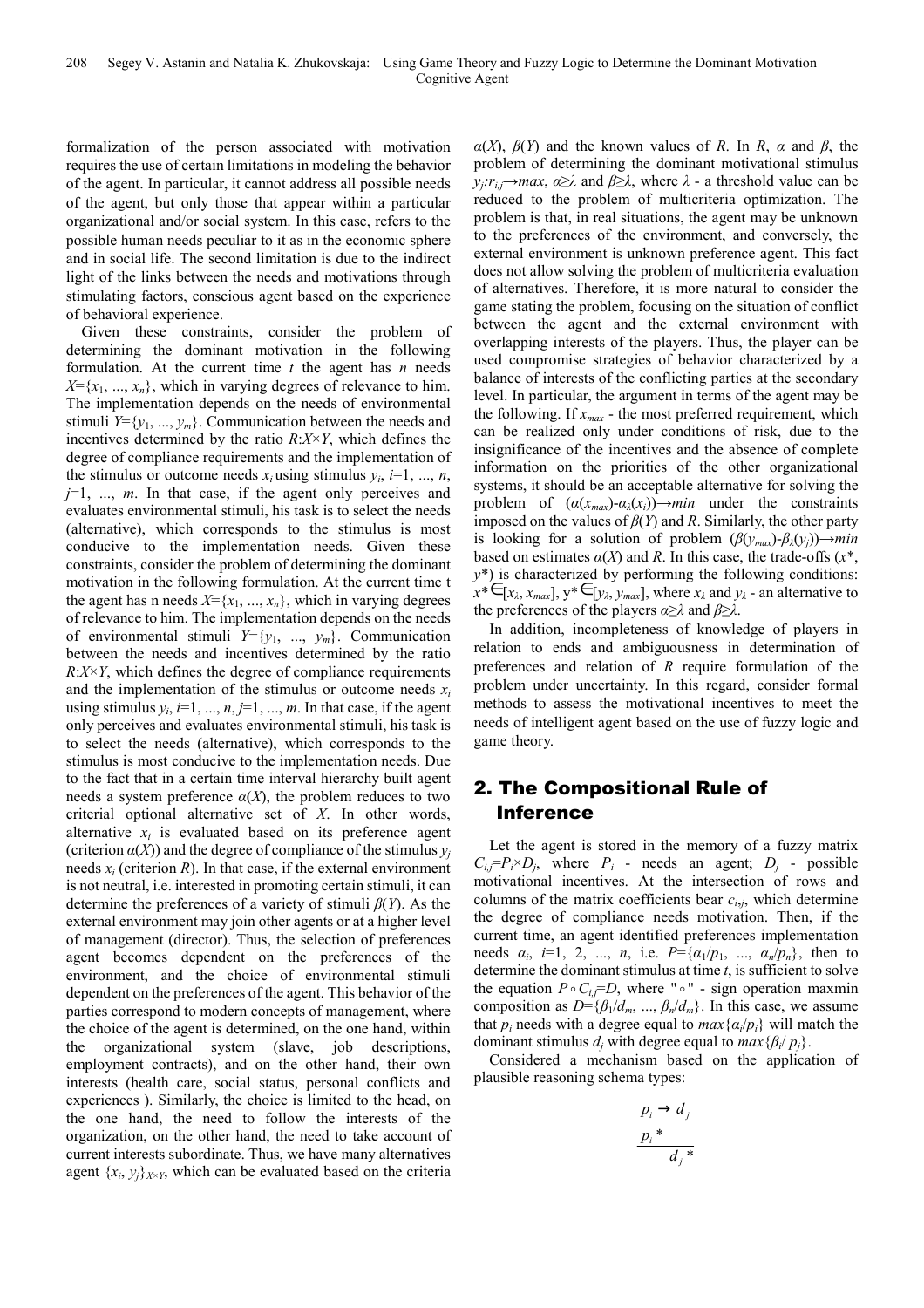formalization of the person associated with motivation requires the use of certain limitations in modeling the behavior of the agent. In particular, it cannot address all possible needs of the agent, but only those that appear within a particular organizational and/or social system. In this case, refers to the possible human needs peculiar to it as in the economic sphere and in social life. The second limitation is due to the indirect light of the links between the needs and motivations through stimulating factors, conscious agent based on the experience of behavioral experience.

Given these constraints, consider the problem of determining the dominant motivation in the following formulation. At the current time $t$ the agent has $n$ needs $X=\{x_1, ..., x_n\}$, which in varying degrees of relevance to him. The implementation depends on the needs of environmental stimuli $Y=\{y_1, ..., y_m\}$. Communication between the needs and incentives determined by the ratio $R$:$X×Y$, which defines the degree of compliance requirements and the implementation of the stimulus or outcome needs $x_i$ using stimulus $y_i$, $i$=1, ..., $n$, $j$=1, ..., $m$. In that case, if the agent only perceives and evaluates environmental stimuli, his task is to select the needs (alternative), which corresponds to the stimulus is most conducive to the implementation needs. Given these constraints, consider the problem of determining the dominant motivation in the following formulation. At the current time t the agent has n needs $X=\{x_1, ..., x_n\}$, which in varying degrees of relevance to him. The implementation depends on the needs of environmental stimuli $Y=\{y_1, ..., y_m\}$. Communication between the needs and incentives determined by the ratio $R$:$X×Y$, which defines the degree of compliance requirements and the implementation of the stimulus or outcome needs $x_i$ using stimulus $y_i$, $i$=1, ..., $n$, $j$=1, ..., $m$. In that case, if the agent only perceives and evaluates environmental stimuli, his task is to select the needs (alternative), which corresponds to the stimulus is most conducive to the implementation needs. Due to the fact that in a certain time interval hierarchy built agent needs a system preference $\alpha(X)$, the problem reduces to two criterial optional alternative set of $X$. In other words, alternative $x_i$ is evaluated based on its preference agent (criterion $\alpha(X)$) and the degree of compliance of the stimulus $y_j$ needs $x_i$ (criterion $R$). In that case, if the external environment is not neutral, i.e. interested in promoting certain stimuli, it can determine the preferences of a variety of stimuli $\beta(Y)$. As the external environment may join other agents or at a higher level of management (director). Thus, the selection of preferences agent becomes dependent on the preferences of the environment, and the choice of environmental stimuli dependent on the preferences of the agent. This behavior of the parties correspond to modern concepts of management, where the choice of the agent is determined, on the one hand, within the organizational system (slave, job descriptions, employment contracts), and on the other hand, their own interests (health care, social status, personal conflicts and experiences ). Similarly, the choice is limited to the head, on the one hand, the need to follow the interests of the organization, on the other hand, the need to take account of current interests subordinate. Thus, we have many alternatives agent $\{x_i, y_j\}_{X×Y}$, which can be evaluated based on the criteria $\alpha(X)$, $\beta(Y)$ and the known values of $R$. In $R$, $\alpha$ and $\beta$, the problem of determining the dominant motivational stimulus $y_j$:$r_{i,j}$→$max$, $\alpha \geq \lambda$ and $\beta \geq \lambda$, where $\lambda$ - a threshold value can be reduced to the problem of multicriteria optimization. The problem is that, in real situations, the agent may be unknown to the preferences of the environment, and conversely, the external environment is unknown preference agent. This fact does not allow solving the problem of multicriteria evaluation of alternatives. Therefore, it is more natural to consider the game stating the problem, focusing on the situation of conflict between the agent and the external environment with overlapping interests of the players. Thus, the player can be used compromise strategies of behavior characterized by a balance of interests of the conflicting parties at the secondary level. In particular, the argument in terms of the agent may be the following. If $x_{max}$ - the most preferred requirement, which can be realized only under conditions of risk, due to the insignificance of the incentives and the absence of complete information on the priorities of the other organizational systems, it should be an acceptable alternative for solving the problem of $(\alpha(x_{max})\text{-}\alpha_\lambda(x_i))\rightarrow min$ under the constraints imposed on the values of $\beta(Y)$ and $R$. Similarly, the other party is looking for a solution of problem $(\beta(y_{max})\text{-}\beta_\lambda(y_j))\rightarrow min$ based on estimates $\alpha(X)$ and $R$. In this case, the trade-offs ($x$\*, $y$\*) is characterized by performing the following conditions: $x^* \in [x_\lambda, x_{max}]$, $y^* \in [y_\lambda, y_{max}]$, where $x_\lambda$ and $y_\lambda$ - an alternative to the preferences of the players $\alpha \geq \lambda$ and $\beta \geq \lambda$.

In addition, incompleteness of knowledge of players in relation to ends and ambiguousness in determination of preferences and relation of $R$ require formulation of the problem under uncertainty. In this regard, consider formal methods to assess the motivational incentives to meet the needs of intelligent agent based on the use of fuzzy logic and game theory.

## 2. The Compositional Rule of Inference

Let the agent is stored in the memory of a fuzzy matrix $C_{i,j}=P_i×D_j$, where $P_i$ - needs an agent; $D_j$ - possible motivational incentives. At the intersection of rows and columns of the matrix coefficients bear $c_{i,j}$, which determine the degree of compliance needs motivation. Then, if the current time, an agent identified preferences implementation needs $\alpha_i$, $i$=1, 2, ..., $n$, i.e. $P=\{\alpha_1/p_1, ..., \alpha_n/p_n\}$, then to determine the dominant stimulus at time $t$, is sufficient to solve the equation $P \circ C_{i,j}=D$, where "$\circ$" - sign operation maxmin composition as $D=\{\beta_1/d_m, ..., \beta_n/d_m\}$. In this case, we assume that $p_i$ needs with a degree equal to $max\{\alpha_i/p_i\}$ will match the dominant stimulus $d_j$ with degree equal to $max\{\beta_i/p_j\}$.

Considered a mechanism based on the application of plausible reasoning schema types:

$$\frac{\begin{array}{c} p_i \rightarrow d_j \\ p_i^* \end{array}}{d_j^*}$$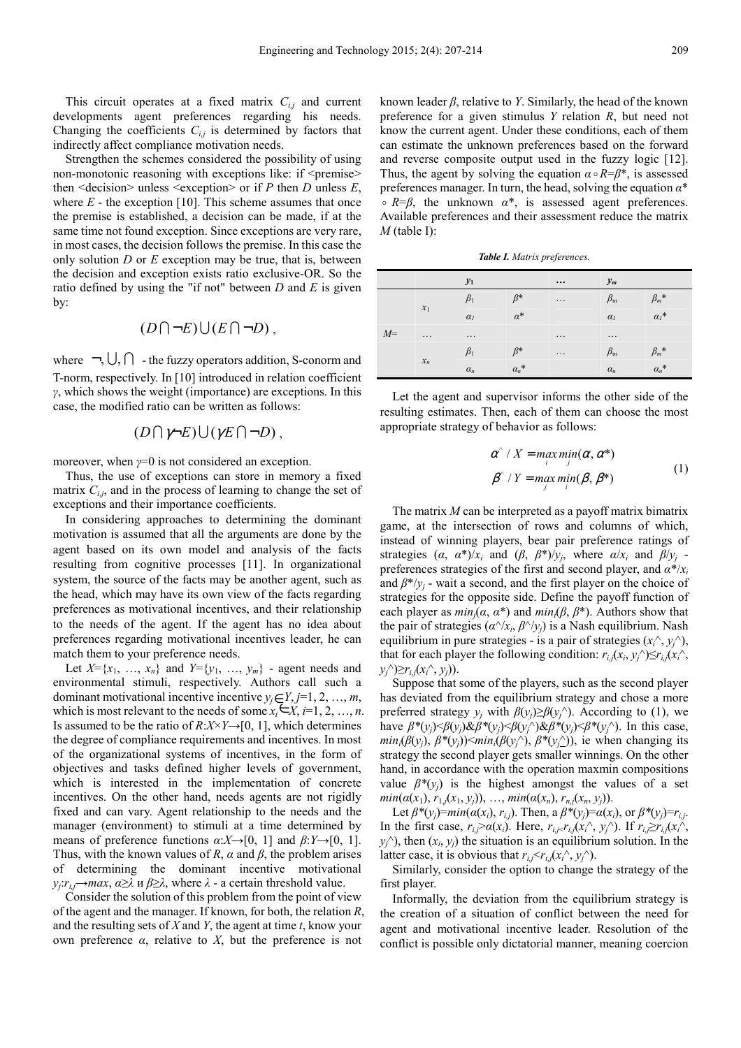This circuit operates at a fixed matrix $C_{i,j}$ and current developments agent preferences regarding his needs. Changing the coefficients $C_{i,j}$ is determined by factors that indirectly affect compliance motivation needs.

Strengthen the schemes considered the possibility of using non-monotonic reasoning with exceptions like: if <premise> then <decision> unless <exception> or if $P$ then $D$ unless $E$, where $E$ - the exception [10]. This scheme assumes that once the premise is established, a decision can be made, if at the same time not found exception. Since exceptions are very rare, in most cases, the decision follows the premise. In this case the only solution $D$ or $E$ exception may be true, that is, between the decision and exception exists ratio exclusive-OR. So the ratio defined by using the "if not" between $D$ and $E$ is given by:

$$(D \cap \neg E) \cup (E \cap \neg D),$$

where $\neg, \cup, \cap$ - the fuzzy operators addition, S-conorm and T-norm, respectively. In [10] introduced in relation coefficient $\gamma$, which shows the weight (importance) are exceptions. In this case, the modified ratio can be written as follows:

$$(D \cap \gamma \neg E) \cup (\gamma E \cap \neg D),$$

moreover, when $\gamma$=0 is not considered an exception.

Thus, the use of exceptions can store in memory a fixed matrix $C_{i,j}$, and in the process of learning to change the set of exceptions and their importance coefficients.

In considering approaches to determining the dominant motivation is assumed that all the arguments are done by the agent based on its own model and analysis of the facts resulting from cognitive processes [11]. In organizational system, the source of the facts may be another agent, such as the head, which may have its own view of the facts regarding preferences as motivational incentives, and their relationship to the needs of the agent. If the agent has no idea about preferences regarding motivational incentives leader, he can match them to your preference needs.

Let $X=\{x_1, \ldots, x_n\}$ and $Y=\{y_1, \ldots, y_m\}$ - agent needs and environmental stimuli, respectively. Authors call such a dominant motivational incentive incentive $y_j \in Y, j=1, 2, \ldots, m$, which is most relevant to the needs of some $x_i \in X, i=1, 2, \ldots, n$. Is assumed to be the ratio of $R{:}X \times Y \rightarrow [0, 1]$, which determines the degree of compliance requirements and incentives. In most of the organizational systems of incentives, in the form of objectives and tasks defined higher levels of government, which is interested in the implementation of concrete incentives. On the other hand, needs agents are not rigidly fixed and can vary. Agent relationship to the needs and the manager (environment) to stimuli at a time determined by means of preference functions $\alpha{:}X \rightarrow [0, 1]$ and $\beta{:}Y \rightarrow [0, 1]$. Thus, with the known values of $R$, $\alpha$ and $\beta$, the problem arises of determining the dominant incentive motivational $y_j{:}r_{i,j} \rightarrow max$, $\alpha \geq \lambda$ и $\beta \geq \lambda$, where $\lambda$ - a certain threshold value.

Consider the solution of this problem from the point of view of the agent and the manager. If known, for both, the relation $R$, and the resulting sets of $X$ and $Y$, the agent at time $t$, know your own preference $\alpha$, relative to $X$, but the preference is not known leader $\beta$, relative to $Y$. Similarly, the head of the known preference for a given stimulus $Y$ relation $R$, but need not know the current agent. Under these conditions, each of them can estimate the unknown preferences based on the forward and reverse composite output used in the fuzzy logic [12]. Thus, the agent by solving the equation $\alpha \circ R = \beta^*$, is assessed preferences manager. In turn, the head, solving the equation $\alpha^* \circ R = \beta$, the unknown $\alpha^*$, is assessed agent preferences. Available preferences and their assessment reduce the matrix $M$ (table I):

*Table I. Matrix preferences.*

| | | $y_1$ | | … | $y_m$ | |
|---|---|---|---|---|---|---|
| $M$= | $x_1$ | $\beta_1$ | $\beta^*$ | … | $\beta_m$ | $\beta_m^*$ |
| | | $\alpha_1$ | $\alpha^*$ | | $\alpha_1$ | $\alpha_1^*$ |
| | … | … | | … | … | |
| | $x_n$ | $\beta_1$ | $\beta^*$ | … | $\beta_m$ | $\beta_m^*$ |
| | | $\alpha_n$ | $\alpha_n^*$ | | $\alpha_n$ | $\alpha_n^*$ |

Let the agent and supervisor informs the other side of the resulting estimates. Then, each of them can choose the most appropriate strategy of behavior as follows:

$$\alpha^{\wedge} / X = \max_i \min_j (\alpha, \alpha^*)$$
$$\beta^{\wedge} / Y = \max_j \min_i (\beta, \beta^*) \tag{1}$$

The matrix $M$ can be interpreted as a payoff matrix bimatrix game, at the intersection of rows and columns of which, instead of winning players, bear pair preference ratings of strategies $(\alpha, \alpha^*)/x_i$ and $(\beta, \beta^*)/y_j$, where $\alpha/x_i$ and $\beta/y_j$ - preferences strategies of the first and second player, and $\alpha^*/x_i$ and $\beta^*/y_j$ - wait a second, and the first player on the choice of strategies for the opposite side. Define the payoff function of each player as $min_j(\alpha, \alpha^*)$ and $min_i(\beta, \beta^*)$. Authors show that the pair of strategies $(\alpha^{\wedge}/x_i, \beta^{\wedge}/y_j)$ is a Nash equilibrium. Nash equilibrium in pure strategies - is a pair of strategies $(x_i^{\wedge}, y_j^{\wedge})$, that for each player the following condition: $r_{i,j}(x_i, y_j^{\wedge}) \leq r_{i,j}(x_i^{\wedge}, y_j^{\wedge}) \geq r_{i,j}(x_i^{\wedge}, y_j)$).

Suppose that some of the players, such as the second player has deviated from the equilibrium strategy and chose a more preferred strategy $y_j$ with $\beta(y_j) \geq \beta(y_j^{\wedge})$. According to (1), we have $\beta^*(y_j) < \beta(y_j) \& \beta^*(y_j) < \beta(y_j^{\wedge}) \& \beta^*(y_j) < \beta^*(y_j^{\wedge})$. In this case, $min_i(\beta(y_j), \beta^*(y_j)) < min_i(\beta(y_j^{\wedge}), \beta^*(y_j^{\wedge}))$, ie when changing its strategy the second player gets smaller winnings. On the other hand, in accordance with the operation maxmin compositions value $\beta^*(y_j)$ is the highest amongst the values of a set $min(\alpha(x_1), r_{1,j}(x_1, y_j)), \ldots, min(\alpha(x_n), r_{n,j}(x_n, y_j))$.

Let $\beta^*(y_j) = min(\alpha(x_i), r_{i,j})$. Then, a $\beta^*(y_j) = \alpha(x_i)$, or $\beta^*(y_j) = r_{i,j}$. In the first case, $r_{i,j} > \alpha(x_i)$. Here, $r_{i,j} < r_{i,j}(x_i^{\wedge}, y_j^{\wedge})$. If $r_{i,j} \geq r_{i,j}(x_i^{\wedge}, y_j^{\wedge})$, then $(x_i, y_j)$ the situation is an equilibrium solution. In the latter case, it is obvious that $r_{i,j} < r_{i,j}(x_i^{\wedge}, y_j^{\wedge})$.

Similarly, consider the option to change the strategy of the first player.

Informally, the deviation from the equilibrium strategy is the creation of a situation of conflict between the need for agent and motivational incentive leader. Resolution of the conflict is possible only dictatorial manner, meaning coercion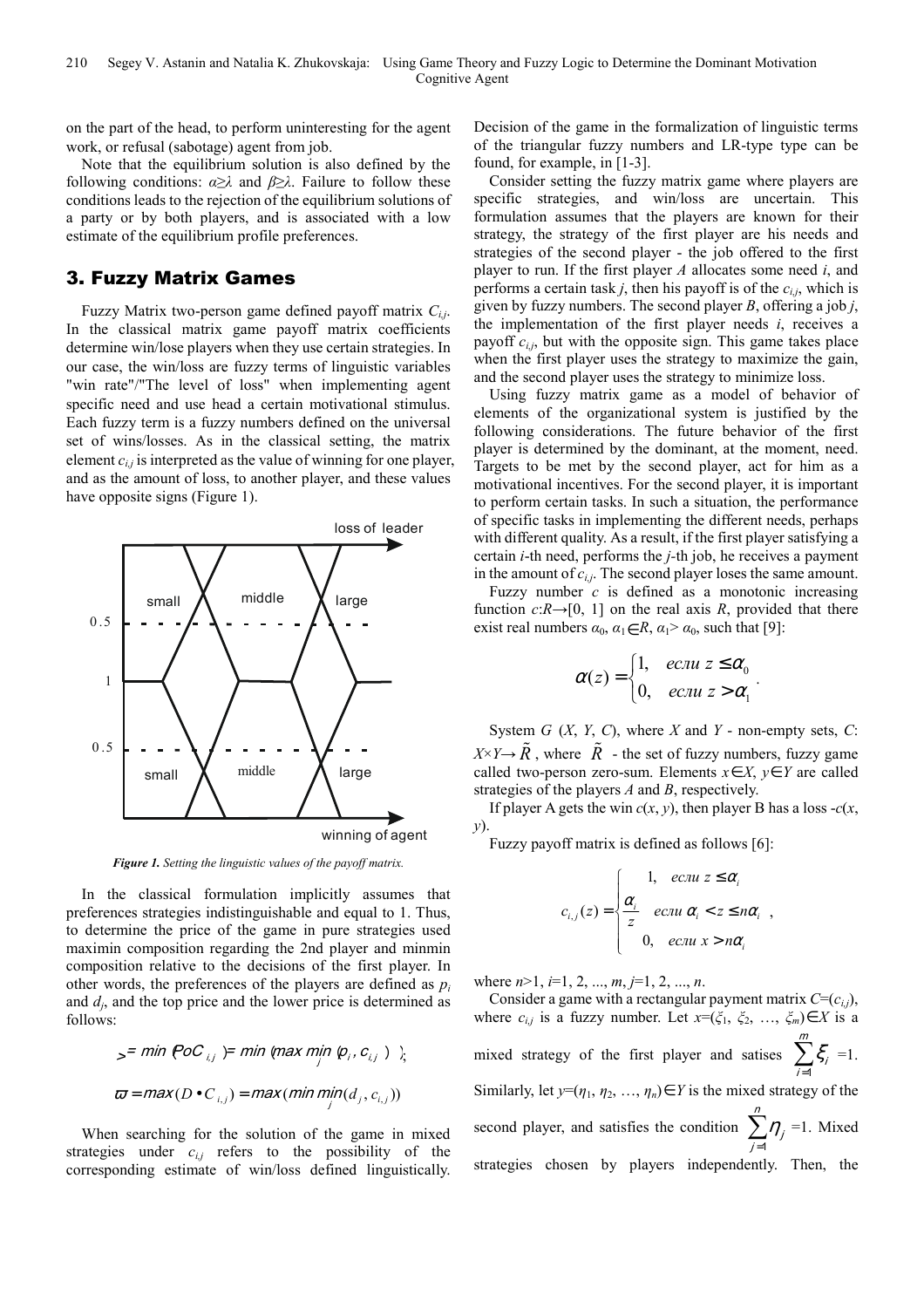on the part of the head, to perform uninteresting for the agent work, or refusal (sabotage) agent from job.

Note that the equilibrium solution is also defined by the following conditions: $\alpha \geq \lambda$ and $\beta \geq \lambda$. Failure to follow these conditions leads to the rejection of the equilibrium solutions of a party or by both players, and is associated with a low estimate of the equilibrium profile preferences.

## 3. Fuzzy Matrix Games

Fuzzy Matrix two-person game defined payoff matrix $C_{i,j}$. In the classical matrix game payoff matrix coefficients determine win/lose players when they use certain strategies. In our case, the win/loss are fuzzy terms of linguistic variables "win rate"/"The level of loss" when implementing agent specific need and use head a certain motivational stimulus. Each fuzzy term is a fuzzy numbers defined on the universal set of wins/losses. As in the classical setting, the matrix element $c_{i,j}$ is interpreted as the value of winning for one player, and as the amount of loss, to another player, and these values have opposite signs (Figure 1).

loss of leader

small
middle
large
0.5
1
0.5
small
middle
large

winning of agent

*Figure 1. Setting the linguistic values of the payoff matrix.*

In the classical formulation implicitly assumes that preferences strategies indistinguishable and equal to 1. Thus, to determine the price of the game in pure strategies used maximin composition regarding the 2nd player and minmin composition relative to the decisions of the first player. In other words, the preferences of the players are defined as $p_i$ and $d_j$, and the top price and the lower price is determined as follows:

$$> = \min(P o C_{i,j}) = \min(\max_j \min(p_i, c_{i,j}));$$

$$\varpi = \max(D \bullet C_{i,j}) = \max(\min_j \min(d_j, c_{i,j}))$$

When searching for the solution of the game in mixed strategies under $c_{i,j}$ refers to the possibility of the corresponding estimate of win/loss defined linguistically. Decision of the game in the formalization of linguistic terms of the triangular fuzzy numbers and LR-type type can be found, for example, in [1-3].

Consider setting the fuzzy matrix game where players are specific strategies, and win/loss are uncertain. This formulation assumes that the players are known for their strategy, the strategy of the first player are his needs and strategies of the second player - the job offered to the first player to run. If the first player $A$ allocates some need $i$, and performs a certain task $j$, then his payoff is of the $c_{i,j}$, which is given by fuzzy numbers. The second player $B$, offering a job $j$, the implementation of the first player needs $i$, receives a payoff $c_{i,j}$, but with the opposite sign. This game takes place when the first player uses the strategy to maximize the gain, and the second player uses the strategy to minimize loss.

Using fuzzy matrix game as a model of behavior of elements of the organizational system is justified by the following considerations. The future behavior of the first player is determined by the dominant, at the moment, need. Targets to be met by the second player, act for him as a motivational incentives. For the second player, it is important to perform certain tasks. In such a situation, the performance of specific tasks in implementing the different needs, perhaps with different quality. As a result, if the first player satisfying a certain $i$-th need, performs the $j$-th job, he receives a payment in the amount of $c_{i,j}$. The second player loses the same amount.

Fuzzy number $c$ is defined as a monotonic increasing function $c{:}R \rightarrow [0, 1]$ on the real axis $R$, provided that there exist real numbers $\alpha_0, \alpha_1 \in R$, $\alpha_1 > \alpha_0$, such that [9]:

$$\alpha(z) = \begin{cases} 1, & если\ z \leq \alpha_0 \\ 0, & если\ z > \alpha_1 \end{cases}.$$

System $G$ ($X$, $Y$, $C$), where $X$ and $Y$ - non-empty sets, $C$: $X \times Y \rightarrow \tilde{R}$, where $\tilde{R}$ - the set of fuzzy numbers, fuzzy game called two-person zero-sum. Elements $x \in X$, $y \in Y$ are called strategies of the players $A$ and $B$, respectively.

If player A gets the win $c(x, y)$, then player B has a loss $-c(x, y)$.

Fuzzy payoff matrix is defined as follows [6]:

$$c_{i,j}(z) = \begin{cases} 1, & если\ z \leq \alpha_i \\ \dfrac{\alpha_i}{z} & если\ \alpha_i < z \leq n\alpha_i \\ 0, & если\ x > n\alpha_i \end{cases},$$

where $n>1$, $i=1, 2, ..., m$, $j=1, 2, ..., n$.

Consider a game with a rectangular payment matrix $C=(c_{i,j})$, where $c_{i,j}$ is a fuzzy number. Let $x=(\xi_1, \xi_2, \ldots, \xi_m) \in X$ is a mixed strategy of the first player and satises $\sum_{i=1}^{m} \xi_i = 1$. Similarly, let $y=(\eta_1, \eta_2, \ldots, \eta_n) \in Y$ is the mixed strategy of the second player, and satisfies the condition $\sum_{j=1}^{n} \eta_j = 1$. Mixed strategies chosen by players independently. Then, the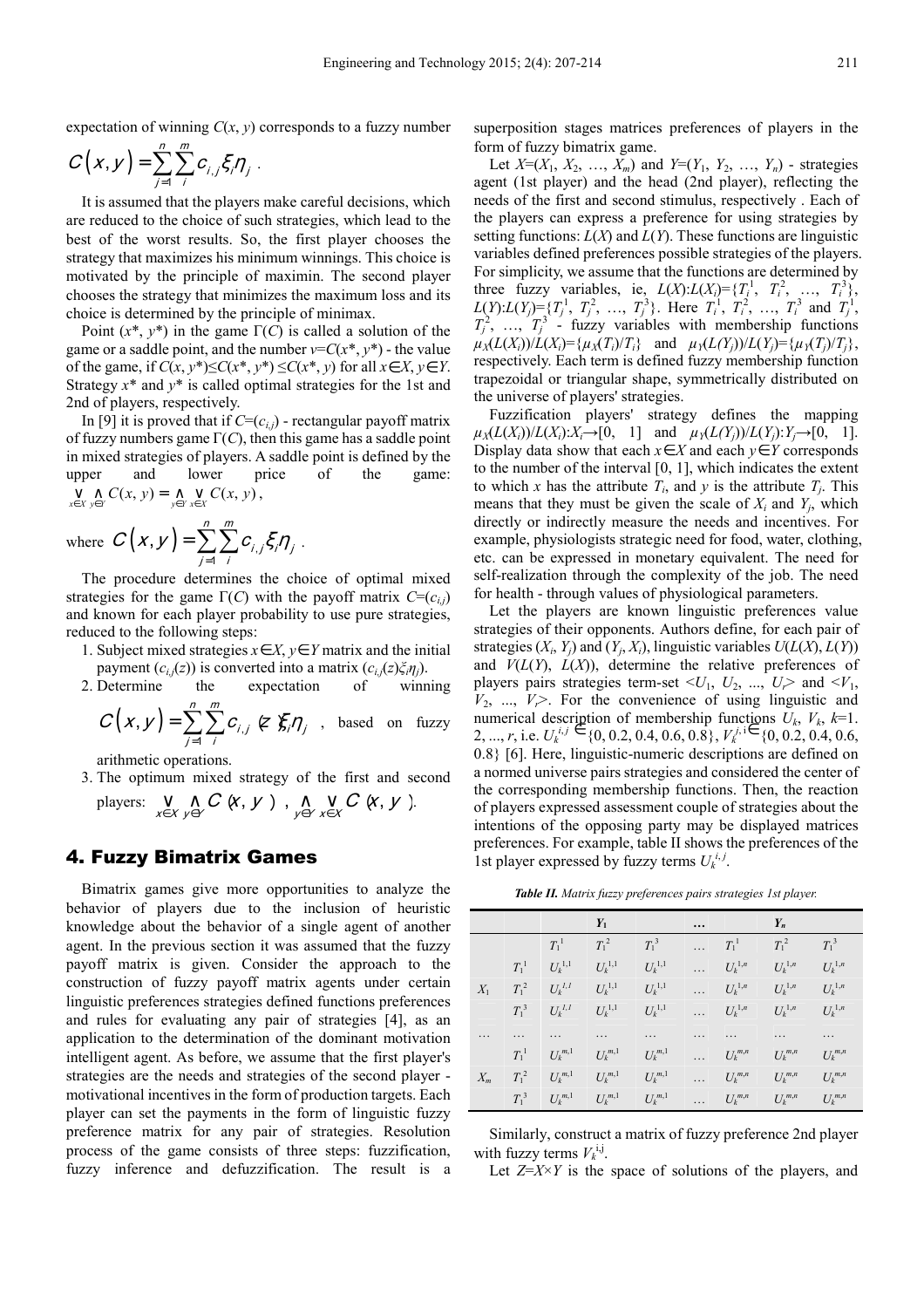expectation of winning $C(x, y)$ corresponds to a fuzzy number

$$C(x,y)=\sum_{j=1}^{n}\sum_{i}^{m}c_{i,j}\xi_i\eta_j \ .$$

It is assumed that the players make careful decisions, which are reduced to the choice of such strategies, which lead to the best of the worst results. So, the first player chooses the strategy that maximizes his minimum winnings. This choice is motivated by the principle of maximin. The second player chooses the strategy that minimizes the maximum loss and its choice is determined by the principle of minimax.

Point $(x^*, y^*)$ in the game $\Gamma(C)$ is called a solution of the game or a saddle point, and the number $v=C(x^*, y^*)$ - the value of the game, if $C(x, y^*)\leq C(x^*, y^*) \leq C(x^*, y)$ for all $x\in X, y\in Y$. Strategy $x^*$ and $y^*$ is called optimal strategies for the 1st and 2nd of players, respectively.

In [9] it is proved that if $C=(c_{i,j})$ - rectangular payoff matrix of fuzzy numbers game $\Gamma(C)$, then this game has a saddle point in mixed strategies of players. A saddle point is defined by the upper and lower price of the game: $\bigvee_{x\in X}\bigwedge_{y\in Y}C(x, y) = \bigwedge_{y\in Y}\bigvee_{x\in X}C(x, y)$,

where $C(x,y)=\sum_{j=1}^{n}\sum_{i}^{m}c_{i,j}\xi_i\eta_j$ .

The procedure determines the choice of optimal mixed strategies for the game $\Gamma(C)$ with the payoff matrix $C=(c_{i,j})$ and known for each player probability to use pure strategies, reduced to the following steps:

1. Subject mixed strategies $x\in X$, $y\in Y$ matrix and the initial payment $(c_{i,j}(z))$ is converted into a matrix $(c_{i,j}(z)\xi_i\eta_j)$.
2. Determine the expectation of winning $C(x,y)=\sum_{j=1}^{n}\sum_{i}^{m}c_{i,j}(z)\xi_i\eta_j$ , based on fuzzy arithmetic operations.
3. The optimum mixed strategy of the first and second players: $\bigvee_{x\in X}\bigwedge_{y\in Y}C(x, y)$ , $\bigwedge_{y\in Y}\bigvee_{x\in X}C(x, y)$.

## 4. Fuzzy Bimatrix Games

Bimatrix games give more opportunities to analyze the behavior of players due to the inclusion of heuristic knowledge about the behavior of a single agent of another agent. In the previous section it was assumed that the fuzzy payoff matrix is given. Consider the approach to the construction of fuzzy payoff matrix agents under certain linguistic preferences strategies defined functions preferences and rules for evaluating any pair of strategies [4], as an application to the determination of the dominant motivation intelligent agent. As before, we assume that the first player's strategies are the needs and strategies of the second player - motivational incentives in the form of production targets. Each player can set the payments in the form of linguistic fuzzy preference matrix for any pair of strategies. Resolution process of the game consists of three steps: fuzzification, fuzzy inference and defuzzification. The result is a superposition stages matrices preferences of players in the form of fuzzy bimatrix game.

Let $X=(X_1, X_2, \ldots, X_m)$ and $Y=(Y_1, Y_2, \ldots, Y_n)$ - strategies agent (1st player) and the head (2nd player), reflecting the needs of the first and second stimulus, respectively . Each of the players can express a preference for using strategies by setting functions: $L(X)$ and $L(Y)$. These functions are linguistic variables defined preferences possible strategies of the players. For simplicity, we assume that the functions are determined by three fuzzy variables, ie, $L(X)$:$L(X_i)=\{T_i^1, T_i^2, \ldots, T_i^3\}$, $L(Y)$:$L(Y_j)=\{T_j^1, T_j^2, \ldots, T_j^3\}$. Here $T_i^1$, $T_i^2$, …, $T_i^3$ and $T_j^1$, $T_j^2$, …, $T_j^3$ - fuzzy variables with membership functions $\mu_X(L(X_i))/L(X_i)=\{\mu_X(T_i)/T_i\}$ and $\mu_Y(L(Y_j))/L(Y_j)=\{\mu_Y(T_j)/T_j\}$, respectively. Each term is defined fuzzy membership function trapezoidal or triangular shape, symmetrically distributed on the universe of players' strategies.

Fuzzification players' strategy defines the mapping $\mu_X(L(X_i))/L(X_i)$:$X_i\rightarrow[0, 1]$ and $\mu_Y(L(Y_j))/L(Y_j)$:$Y_j\rightarrow[0, 1]$. Display data show that each $x\in X$ and each $y\in Y$ corresponds to the number of the interval [0, 1], which indicates the extent to which $x$ has the attribute $T_i$, and $y$ is the attribute $T_j$. This means that they must be given the scale of $X_i$ and $Y_j$, which directly or indirectly measure the needs and incentives. For example, physiologists strategic need for food, water, clothing, etc. can be expressed in monetary equivalent. The need for self-realization through the complexity of the job. The need for health - through values of physiological parameters.

Let the players are known linguistic preferences value strategies of their opponents. Authors define, for each pair of strategies $(X_i, Y_j)$ and $(Y_j, X_i)$, linguistic variables $U(L(X), L(Y))$ and $V(L(Y), L(X))$, determine the relative preferences of players pairs strategies term-set $<U_1, U_2, \ldots, U_r>$ and $<V_1, V_2, \ldots, V_r>$. For the convenience of using linguistic and numerical description of membership functions $U_k$, $V_k$, $k$=1. 2, ..., $r$, i.e. $U_k^{i,j}\in\{0, 0.2, 0.4, 0.6, 0.8\}$, $V_k^{j,i}\in\{0, 0.2, 0.4, 0.6, 0.8\}$ [6]. Here, linguistic-numeric descriptions are defined on a normed universe pairs strategies and considered the center of the corresponding membership functions. Then, the reaction of players expressed assessment couple of strategies about the intentions of the opposing party may be displayed matrices preferences. For example, table II shows the preferences of the 1st player expressed by fuzzy terms $U_k^{i,j}$.

*Table II. Matrix fuzzy preferences pairs strategies 1st player.*

| | | $Y_1$ | | | … | $Y_n$ | | |
|---|---|---|---|---|---|---|---|---|
| | | $T_1^1$ | $T_1^2$ | $T_1^3$ | … | $T_1^1$ | $T_1^2$ | $T_1^3$ |
| $X_1$ | $T_1^1$ | $U_k^{1,1}$ | $U_k^{1,1}$ | $U_k^{1,1}$ | … | $U_k^{1,n}$ | $U_k^{1,n}$ | $U_k^{1,n}$ |
| | $T_1^2$ | $U_k^{1,1}$ | $U_k^{1,1}$ | $U_k^{1,1}$ | … | $U_k^{1,n}$ | $U_k^{1,n}$ | $U_k^{1,n}$ |
| | $T_1^3$ | $U_k^{1,1}$ | $U_k^{1,1}$ | $U_k^{1,1}$ | … | $U_k^{1,n}$ | $U_k^{1,n}$ | $U_k^{1,n}$ |
| … | … | … | … | … | … | … | … | … |
| $X_m$ | $T_1^1$ | $U_k^{m,1}$ | $U_k^{m,1}$ | $U_k^{m,1}$ | … | $U_k^{m,n}$ | $U_k^{m,n}$ | $U_k^{m,n}$ |
| | $T_1^2$ | $U_k^{m,1}$ | $U_k^{m,1}$ | $U_k^{m,1}$ | … | $U_k^{m,n}$ | $U_k^{m,n}$ | $U_k^{m,n}$ |
| | $T_1^3$ | $U_k^{m,1}$ | $U_k^{m,1}$ | $U_k^{m,1}$ | … | $U_k^{m,n}$ | $U_k^{m,n}$ | $U_k^{m,n}$ |

Similarly, construct a matrix of fuzzy preference 2nd player with fuzzy terms $V_k^{i,j}$.

Let $Z=X\times Y$ is the space of solutions of the players, and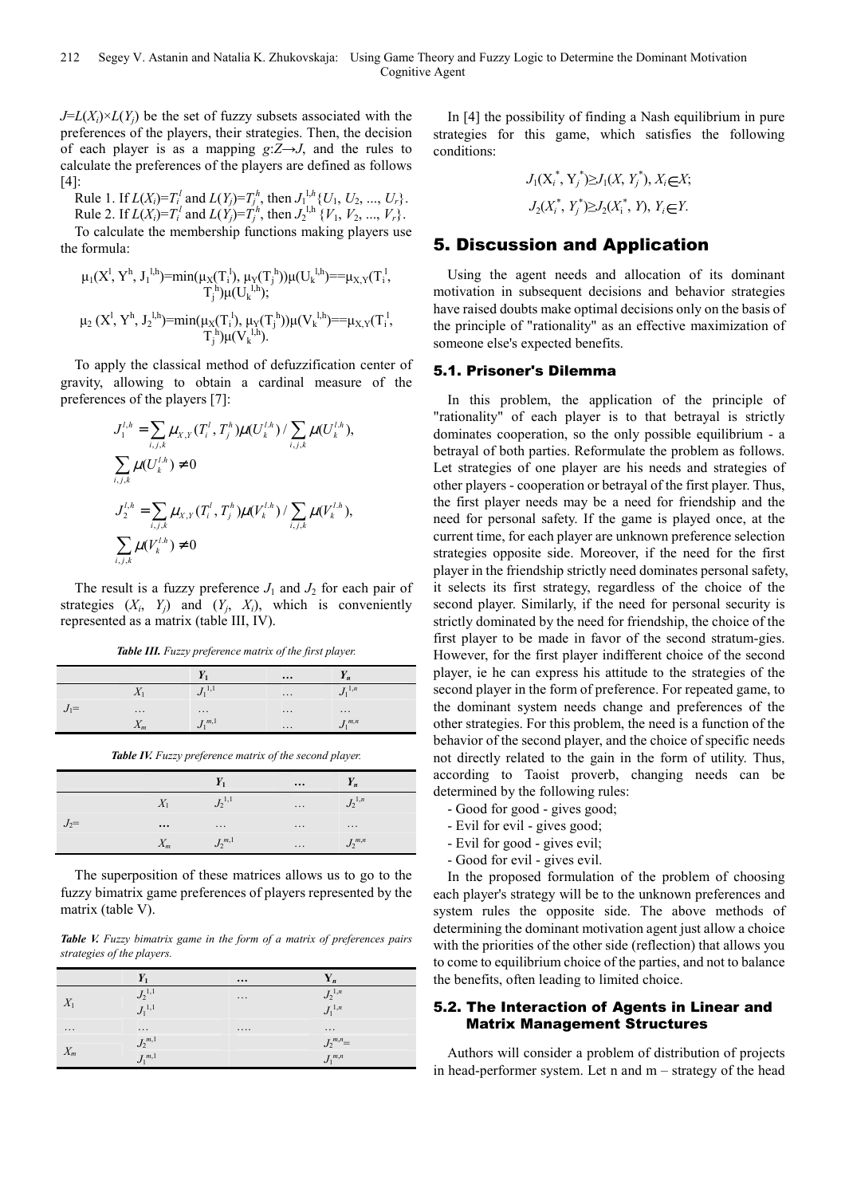$J=L(X_i)\times L(Y_j)$ be the set of fuzzy subsets associated with the preferences of the players, their strategies. Then, the decision of each player is as a mapping $g:Z\rightarrow J$, and the rules to calculate the preferences of the players are defined as follows [4]:

Rule 1. If $L(X_i)=T_i^l$ and $L(Y_j)=T_j^h$, then $J_1^{l,h}\{U_1, U_2, ..., U_r\}$.

Rule 2. If $L(X_i)=T_i^l$ and $L(Y_j)=T_j^h$, then $J_2^{l,h}\{V_1, V_2, ..., V_r\}$.

To calculate the membership functions making players use the formula:

$$\mu_1(X^l, Y^h, J_1^{l,h})=\min(\mu_X(T_i^l), \mu_Y(T_j^h))\mu(U_k^{l,h})==\mu_{X,Y}(T_i^l, T_j^h)\mu(U_k^{l,h});$$

$$\mu_2(X^l, Y^h, J_2^{l,h})=\min(\mu_X(T_i^l), \mu_Y(T_j^h))\mu(V_k^{l,h})==\mu_{X,Y}(T_i^l, T_j^h)\mu(V_k^{l,h}).$$

To apply the classical method of defuzzification center of gravity, allowing to obtain a cardinal measure of the preferences of the players [7]:

$$J_1^{l,h}=\sum_{i,j,k}\mu_{X,Y}(T_i^l,T_j^h)\mu(U_k^{l,h})/\sum_{i,j,k}\mu(U_k^{l,h}),$$
$$\sum_{i,j,k}\mu(U_k^{l,h})\neq 0$$
$$J_2^{l,h}=\sum_{i,j,k}\mu_{X,Y}(T_i^l,T_j^h)\mu(V_k^{l,h})/\sum_{i,j,k}\mu(V_k^{l,h}),$$
$$\sum_{i,j,k}\mu(V_k^{l,h})\neq 0$$

The result is a fuzzy preference $J_1$ and $J_2$ for each pair of strategies $(X_i, Y_j)$ and $(Y_j, X_i)$, which is conveniently represented as a matrix (table III, IV).

*Table III. Fuzzy preference matrix of the first player.*

| | | $Y_1$ | … | $Y_n$ |
|---|---|---|---|---|
| | $X_1$ | $J_1^{1,1}$ | … | $J_1^{1,n}$ |
| $J_1=$ | … | … | … | … |
| | $X_m$ | $J_1^{m,1}$ | … | $J_1^{m,n}$ |

*Table IV. Fuzzy preference matrix of the second player.*

| | | $Y_1$ | … | $Y_n$ |
|---|---|---|---|---|
| | $X_1$ | $J_2^{1,1}$ | … | $J_2^{1,n}$ |
| $J_2=$ | … | … | … | … |
| | $X_m$ | $J_2^{m,1}$ | … | $J_2^{m,n}$ |

The superposition of these matrices allows us to go to the fuzzy bimatrix game preferences of players represented by the matrix (table V).

*Table V. Fuzzy bimatrix game in the form of a matrix of preferences pairs strategies of the players.*

| | $Y_1$ | … | $Y_n$ |
|---|---|---|---|
| $X_1$ | $J_2^{1,1}$ $J_1^{1,1}$ | … | $J_2^{1,n}$ $J_1^{1,n}$ |
| … | … | …. | … |
| $X_m$ | $J_2^{m,1}$ $J_1^{m,1}$ | | $J_2^{m,n}=$ $J_1^{m,n}$ |

In [4] the possibility of finding a Nash equilibrium in pure strategies for this game, which satisfies the following conditions:

$$J_1(X_i^*, Y_j^*)\geq J_1(X, Y_j^*),\ X_i\in X;$$

$$J_2(X_i^*, Y_j^*)\geq J_2(X_i^*, Y),\ Y_i\in Y.$$

## 5. Discussion and Application

Using the agent needs and allocation of its dominant motivation in subsequent decisions and behavior strategies have raised doubts make optimal decisions only on the basis of the principle of "rationality" as an effective maximization of someone else's expected benefits.

### 5.1. Prisoner's Dilemma

In this problem, the application of the principle of "rationality" of each player is to that betrayal is strictly dominates cooperation, so the only possible equilibrium - a betrayal of both parties. Reformulate the problem as follows. Let strategies of one player are his needs and strategies of other players - cooperation or betrayal of the first player. Thus, the first player needs may be a need for friendship and the need for personal safety. If the game is played once, at the current time, for each player are unknown preference selection strategies opposite side. Moreover, if the need for the first player in the friendship strictly need dominates personal safety, it selects its first strategy, regardless of the choice of the second player. Similarly, if the need for personal security is strictly dominated by the need for friendship, the choice of the first player to be made in favor of the second stratum-gies. However, for the first player indifferent choice of the second player, ie he can express his attitude to the strategies of the second player in the form of preference. For repeated game, to the dominant system needs change and preferences of the other strategies. For this problem, the need is a function of the behavior of the second player, and the choice of specific needs not directly related to the gain in the form of utility. Thus, according to Taoist proverb, changing needs can be determined by the following rules:

- Good for good - gives good;
- Evil for evil - gives good;
- Evil for good - gives evil;
- Good for evil - gives evil.

In the proposed formulation of the problem of choosing each player's strategy will be to the unknown preferences and system rules the opposite side. The above methods of determining the dominant motivation agent just allow a choice with the priorities of the other side (reflection) that allows you to come to equilibrium choice of the parties, and not to balance the benefits, often leading to limited choice.

### 5.2. The Interaction of Agents in Linear and Matrix Management Structures

Authors will consider a problem of distribution of projects in head-performer system. Let n and m – strategy of the head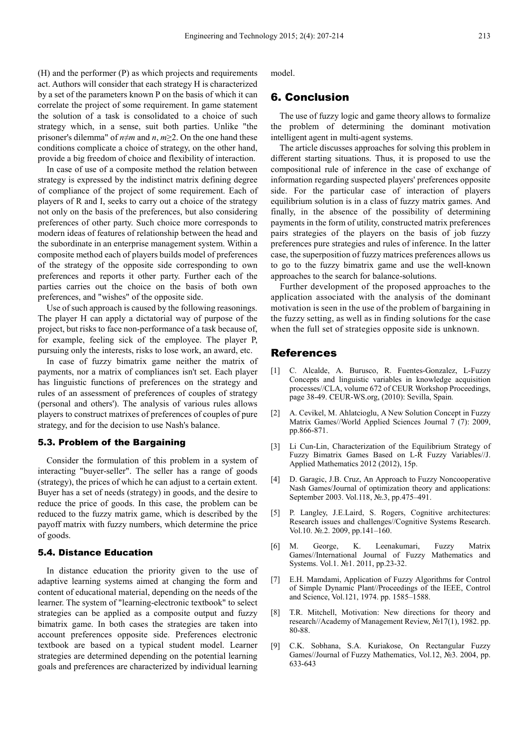(H) and the performer (P) as which projects and requirements act. Authors will consider that each strategy H is characterized by a set of the parameters known P on the basis of which it can correlate the project of some requirement. In game statement the solution of a task is consolidated to a choice of such strategy which, in a sense, suit both parties. Unlike "the prisoner's dilemma" of $n \neq m$ and $n, m \geq 2$. On the one hand these conditions complicate a choice of strategy, on the other hand, provide a big freedom of choice and flexibility of interaction.

In case of use of a composite method the relation between strategy is expressed by the indistinct matrix defining degree of compliance of the project of some requirement. Each of players of R and I, seeks to carry out a choice of the strategy not only on the basis of the preferences, but also considering preferences of other party. Such choice more corresponds to modern ideas of features of relationship between the head and the subordinate in an enterprise management system. Within a composite method each of players builds model of preferences of the strategy of the opposite side corresponding to own preferences and reports it other party. Further each of the parties carries out the choice on the basis of both own preferences, and "wishes" of the opposite side.

Use of such approach is caused by the following reasonings. The player H can apply a dictatorial way of purpose of the project, but risks to face non-performance of a task because of, for example, feeling sick of the employee. The player P, pursuing only the interests, risks to lose work, an award, etc.

In case of fuzzy bimatrix game neither the matrix of payments, nor a matrix of compliances isn't set. Each player has linguistic functions of preferences on the strategy and rules of an assessment of preferences of couples of strategy (personal and others'). The analysis of various rules allows players to construct matrixes of preferences of couples of pure strategy, and for the decision to use Nash's balance.

### 5.3. Problem of the Bargaining

Consider the formulation of this problem in a system of interacting "buyer-seller". The seller has a range of goods (strategy), the prices of which he can adjust to a certain extent. Buyer has a set of needs (strategy) in goods, and the desire to reduce the price of goods. In this case, the problem can be reduced to the fuzzy matrix game, which is described by the payoff matrix with fuzzy numbers, which determine the price of goods.

### 5.4. Distance Education

In distance education the priority given to the use of adaptive learning systems aimed at changing the form and content of educational material, depending on the needs of the learner. The system of "learning-electronic textbook" to select strategies can be applied as a composite output and fuzzy bimatrix game. In both cases the strategies are taken into account preferences opposite side. Preferences electronic textbook are based on a typical student model. Learner strategies are determined depending on the potential learning goals and preferences are characterized by individual learning model.

## 6. Conclusion

The use of fuzzy logic and game theory allows to formalize the problem of determining the dominant motivation intelligent agent in multi-agent systems.

The article discusses approaches for solving this problem in different starting situations. Thus, it is proposed to use the compositional rule of inference in the case of exchange of information regarding suspected players' preferences opposite side. For the particular case of interaction of players equilibrium solution is in a class of fuzzy matrix games. And finally, in the absence of the possibility of determining payments in the form of utility, constructed matrix preferences pairs strategies of the players on the basis of job fuzzy preferences pure strategies and rules of inference. In the latter case, the superposition of fuzzy matrices preferences allows us to go to the fuzzy bimatrix game and use the well-known approaches to the search for balance-solutions.

Further development of the proposed approaches to the application associated with the analysis of the dominant motivation is seen in the use of the problem of bargaining in the fuzzy setting, as well as in finding solutions for the case when the full set of strategies opposite side is unknown.

## References

[1] C. Alcalde, A. Burusco, R. Fuentes-Gonzalez, L-Fuzzy Concepts and linguistic variables in knowledge acquisition processes//CLA, volume 672 of CEUR Workshop Proceedings, page 38-49. CEUR-WS.org, (2010): Sevilla, Spain.

[2] A. Cevikel, M. Ahlatcioglu, A New Solution Concept in Fuzzy Matrix Games//World Applied Sciences Journal 7 (7): 2009, pp.866-871.

[3] Li Cun-Lin, Characterization of the Equilibrium Strategy of Fuzzy Bimatrix Games Based on L-R Fuzzy Variables//J. Applied Mathematics 2012 (2012), 15p.

[4] D. Garagic, J.B. Cruz, An Approach to Fuzzy Noncooperative Nash Games/Journal of optimization theory and applications: September 2003. Vol.118, №.3, pp.475–491.

[5] P. Langley, J.E.Laird, S. Rogers, Cognitive architectures: Research issues and challenges//Cognitive Systems Research. Vol.10. №.2. 2009, pp.141–160.

[6] M. George, K. Leenakumari, Fuzzy Matrix Games//International Journal of Fuzzy Mathematics and Systems. Vol.1. №1. 2011, pp.23-32.

[7] E.H. Mamdami, Application of Fuzzy Algorithms for Control of Simple Dynamic Plant//Proceedings of the IEEE, Control and Science, Vol.121, 1974. pp. 1585–1588.

[8] T.R. Mitchell, Motivation: New directions for theory and research//Academy of Management Review, №17(1), 1982. pp. 80-88.

[9] C.K. Sobhana, S.A. Kuriakose, On Rectangular Fuzzy Games//Journal of Fuzzy Mathematics, Vol.12, №3. 2004, pp. 633-643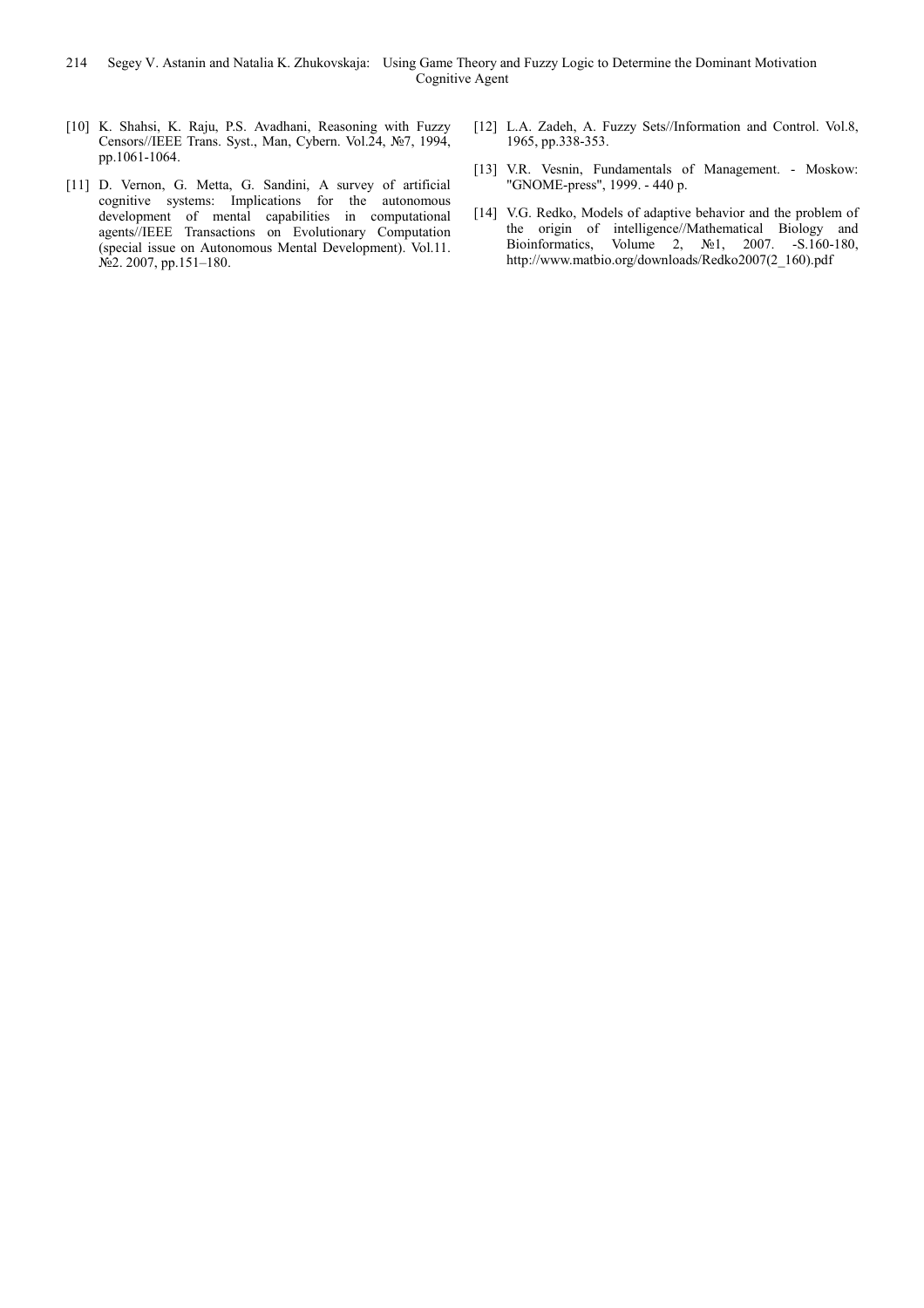[10] K. Shahsi, K. Raju, P.S. Avadhani, Reasoning with Fuzzy Censors//IEEE Trans. Syst., Man, Cybern. Vol.24, №7, 1994, pp.1061-1064.

[11] D. Vernon, G. Metta, G. Sandini, A survey of artificial cognitive systems: Implications for the autonomous development of mental capabilities in computational agents//IEEE Transactions on Evolutionary Computation (special issue on Autonomous Mental Development). Vol.11. №2. 2007, pp.151–180.

[12] L.A. Zadeh, A. Fuzzy Sets//Information and Control. Vol.8, 1965, pp.338-353.

[13] V.R. Vesnin, Fundamentals of Management. - Moskow: "GNOME-press", 1999. - 440 p.

[14] V.G. Redko, Models of adaptive behavior and the problem of the origin of intelligence//Mathematical Biology and Bioinformatics, Volume 2, №1, 2007. -S.160-180, http://www.matbio.org/downloads/Redko2007(2_160).pdf